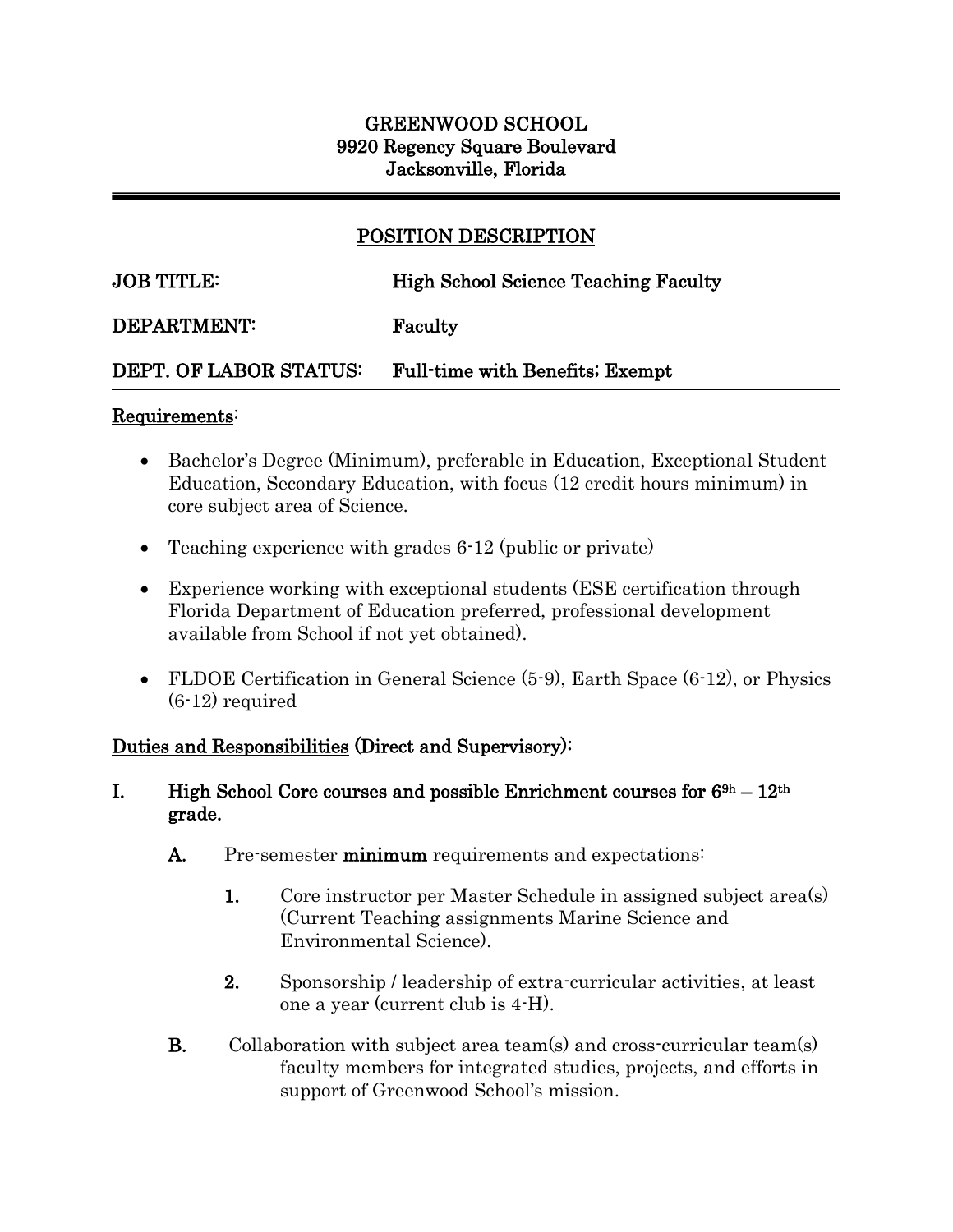**GREENWOOD SCHOOL**
**9920 Regency Square Boulevard**
**Jacksonville, Florida**

---

## POSITION DESCRIPTION

**JOB TITLE:** High School Science Teaching Faculty

**DEPARTMENT:** Faculty

**DEPT. OF LABOR STATUS:** Full-time with Benefits; Exempt

---

### Requirements:

- Bachelor's Degree (Minimum), preferable in Education, Exceptional Student Education, Secondary Education, with focus (12 credit hours minimum) in core subject area of Science.
- Teaching experience with grades 6-12 (public or private)
- Experience working with exceptional students (ESE certification through Florida Department of Education preferred, professional development available from School if not yet obtained).
- FLDOE Certification in General Science (5-9), Earth Space (6-12), or Physics (6-12) required

### Duties and Responsibilities (Direct and Supervisory):

**I. High School Core courses and possible Enrichment courses for 6[9h] – 12[th] grade.**

**A.** Pre-semester **minimum** requirements and expectations:

**1.** Core instructor per Master Schedule in assigned subject area(s) (Current Teaching assignments Marine Science and Environmental Science).

**2.** Sponsorship / leadership of extra-curricular activities, at least one a year (current club is 4-H).

**B.** Collaboration with subject area team(s) and cross-curricular team(s) faculty members for integrated studies, projects, and efforts in support of Greenwood School's mission.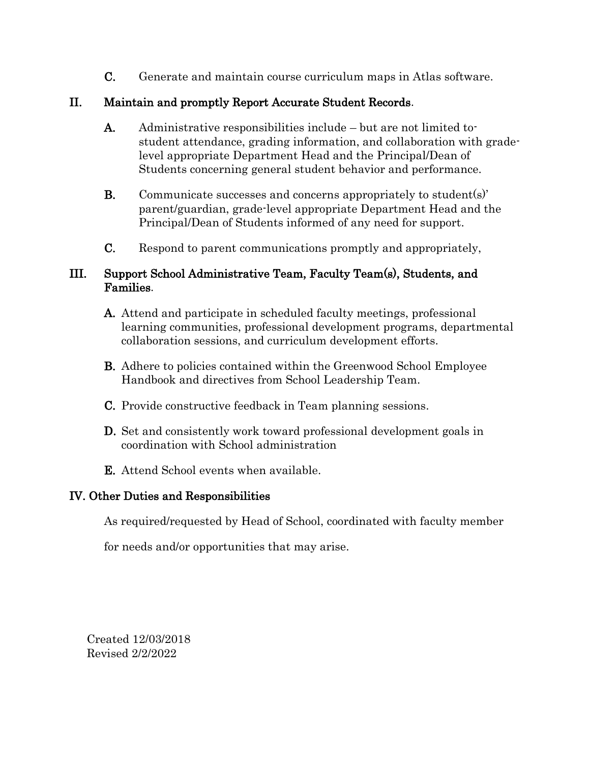**C.** Generate and maintain course curriculum maps in Atlas software.

## II. Maintain and promptly Report Accurate Student Records.

**A.** Administrative responsibilities include – but are not limited to- student attendance, grading information, and collaboration with grade-level appropriate Department Head and the Principal/Dean of Students concerning general student behavior and performance.

**B.** Communicate successes and concerns appropriately to student(s)' parent/guardian, grade-level appropriate Department Head and the Principal/Dean of Students informed of any need for support.

**C.** Respond to parent communications promptly and appropriately,

## III. Support School Administrative Team, Faculty Team(s), Students, and Families.

**A.** Attend and participate in scheduled faculty meetings, professional learning communities, professional development programs, departmental collaboration sessions, and curriculum development efforts.

**B.** Adhere to policies contained within the Greenwood School Employee Handbook and directives from School Leadership Team.

**C.** Provide constructive feedback in Team planning sessions.

**D.** Set and consistently work toward professional development goals in coordination with School administration

**E.** Attend School events when available.

## IV. Other Duties and Responsibilities

As required/requested by Head of School, coordinated with faculty member for needs and/or opportunities that may arise.

Created 12/03/2018
Revised 2/2/2022